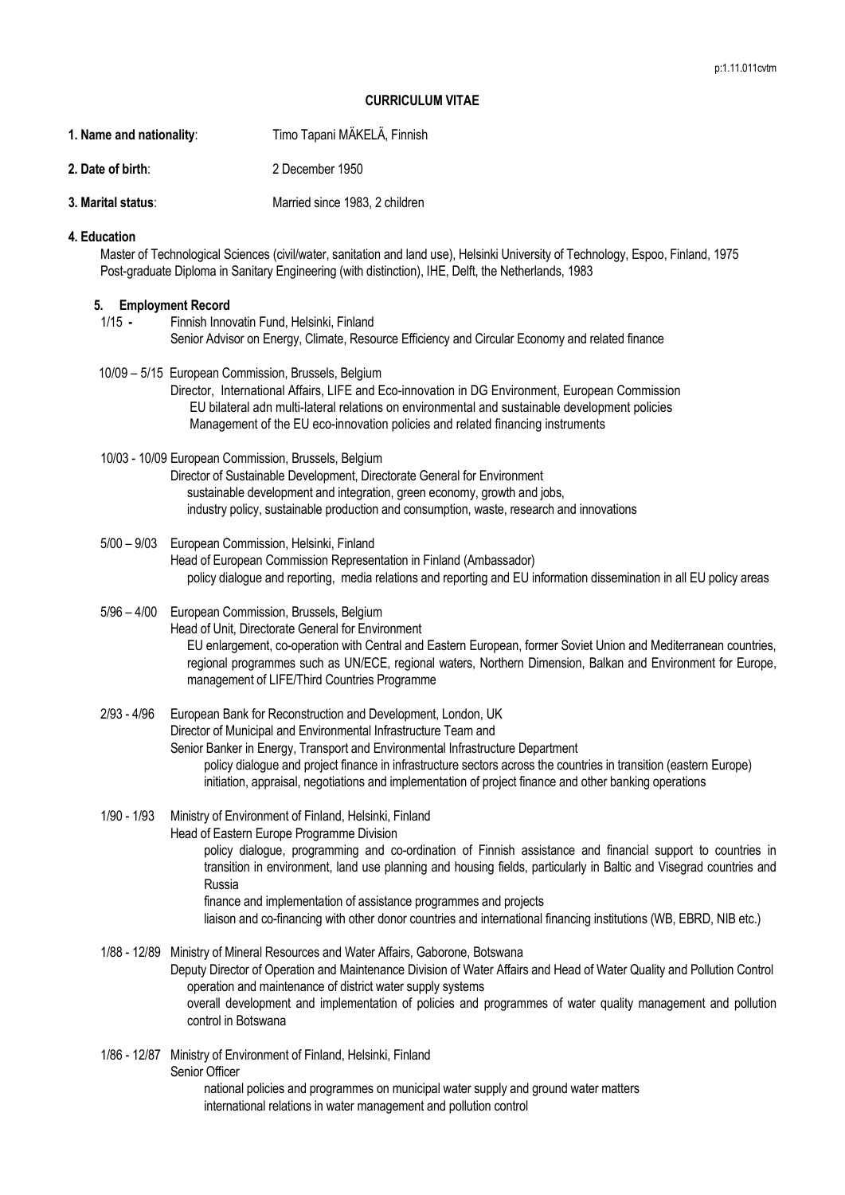p:1.11.011cvtm

# CURRICULUM VITAE

**1. Name and nationality**: Timo Tapani MÄKELÄ, Finnish

**2. Date of birth**: 2 December 1950

**3. Marital status**: Married since 1983, 2 children

**4. Education**

Master of Technological Sciences (civil/water, sanitation and land use), Helsinki University of Technology, Espoo, Finland, 1975
Post-graduate Diploma in Sanitary Engineering (with distinction), IHE, Delft, the Netherlands, 1983

**5. Employment Record**

1/15 - Finnish Innovatin Fund, Helsinki, Finland
Senior Advisor on Energy, Climate, Resource Efficiency and Circular Economy and related finance

10/09 – 5/15 European Commission, Brussels, Belgium
Director, International Affairs, LIFE and Eco-innovation in DG Environment, European Commission
EU bilateral adn multi-lateral relations on environmental and sustainable development policies
Management of the EU eco-innovation policies and related financing instruments

10/03 - 10/09 European Commission, Brussels, Belgium
Director of Sustainable Development, Directorate General for Environment
sustainable development and integration, green economy, growth and jobs,
industry policy, sustainable production and consumption, waste, research and innovations

5/00 – 9/03 European Commission, Helsinki, Finland
Head of European Commission Representation in Finland (Ambassador)
policy dialogue and reporting, media relations and reporting and EU information dissemination in all EU policy areas

5/96 – 4/00 European Commission, Brussels, Belgium
Head of Unit, Directorate General for Environment
EU enlargement, co-operation with Central and Eastern European, former Soviet Union and Mediterranean countries, regional programmes such as UN/ECE, regional waters, Northern Dimension, Balkan and Environment for Europe, management of LIFE/Third Countries Programme

2/93 - 4/96 European Bank for Reconstruction and Development, London, UK
Director of Municipal and Environmental Infrastructure Team and
Senior Banker in Energy, Transport and Environmental Infrastructure Department
policy dialogue and project finance in infrastructure sectors across the countries in transition (eastern Europe)
initiation, appraisal, negotiations and implementation of project finance and other banking operations

1/90 - 1/93 Ministry of Environment of Finland, Helsinki, Finland
Head of Eastern Europe Programme Division
policy dialogue, programming and co-ordination of Finnish assistance and financial support to countries in transition in environment, land use planning and housing fields, particularly in Baltic and Visegrad countries and Russia
finance and implementation of assistance programmes and projects
liaison and co-financing with other donor countries and international financing institutions (WB, EBRD, NIB etc.)

1/88 - 12/89 Ministry of Mineral Resources and Water Affairs, Gaborone, Botswana
Deputy Director of Operation and Maintenance Division of Water Affairs and Head of Water Quality and Pollution Control
operation and maintenance of district water supply systems
overall development and implementation of policies and programmes of water quality management and pollution control in Botswana

1/86 - 12/87 Ministry of Environment of Finland, Helsinki, Finland
Senior Officer
national policies and programmes on municipal water supply and ground water matters
international relations in water management and pollution control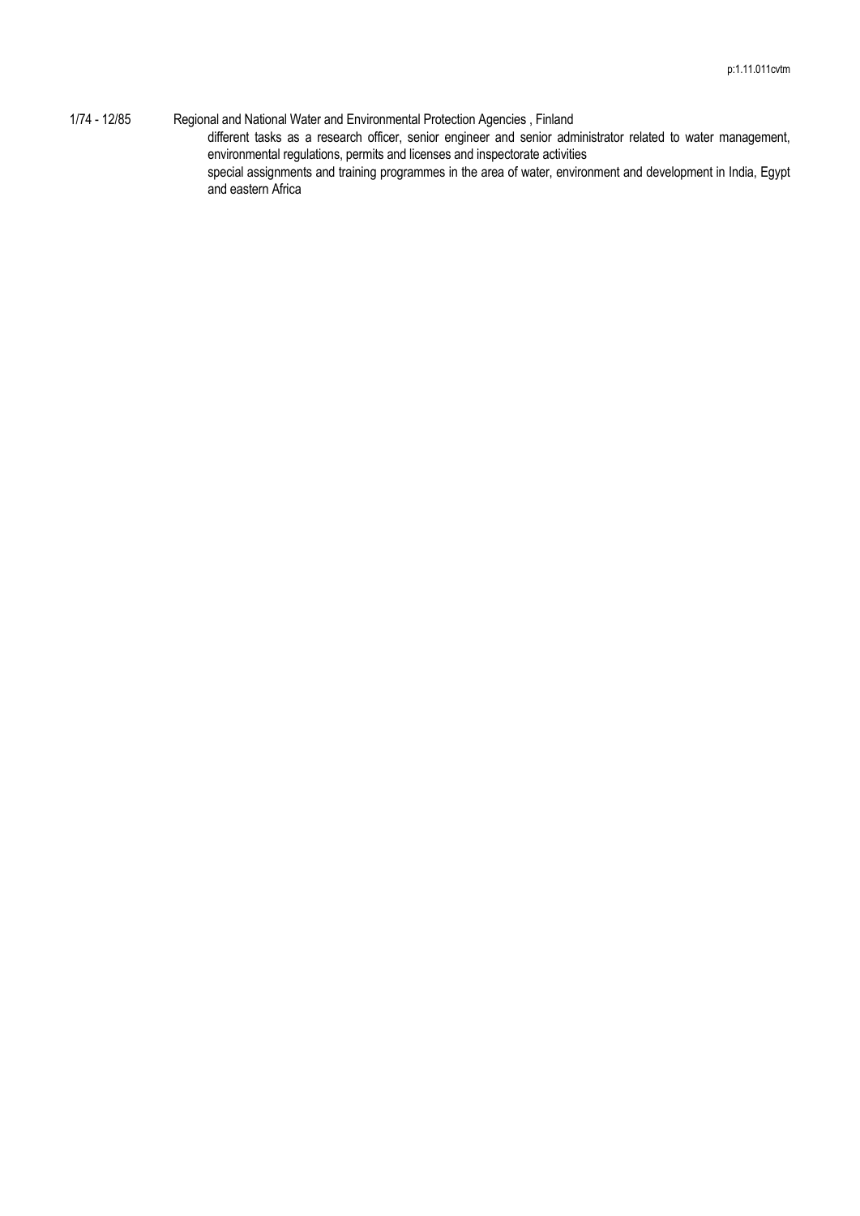1/74 - 12/85 Regional and National Water and Environmental Protection Agencies , Finland

different tasks as a research officer, senior engineer and senior administrator related to water management, environmental regulations, permits and licenses and inspectorate activities

special assignments and training programmes in the area of water, environment and development in India, Egypt and eastern Africa